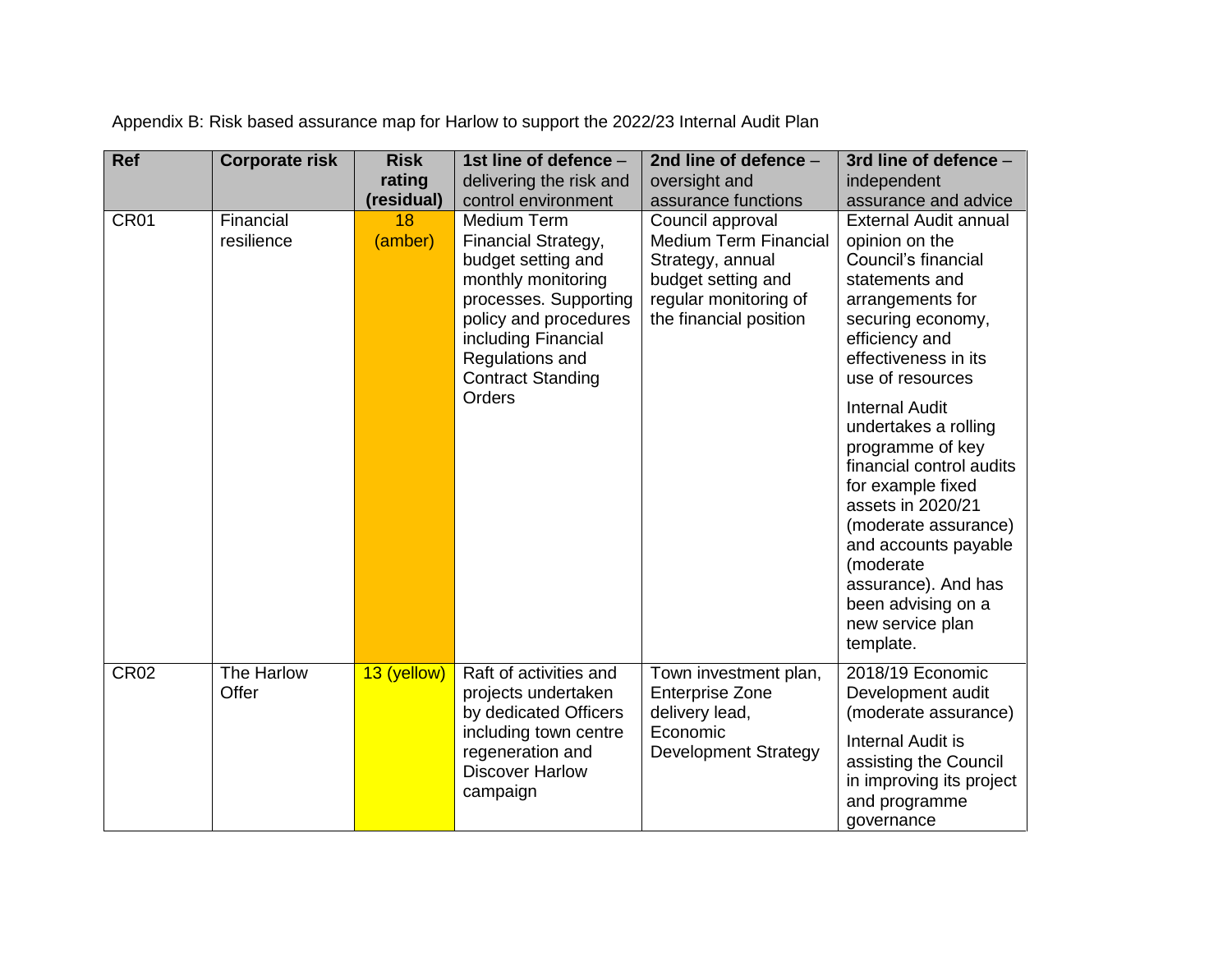Appendix B: Risk based assurance map for Harlow to support the 2022/23 Internal Audit Plan

| Ref | Corporate risk | Risk rating (residual) | 1st line of defence – delivering the risk and control environment | 2nd line of defence – oversight and assurance functions | 3rd line of defence – independent assurance and advice |
|---|---|---|---|---|---|
| CR01 | Financial resilience | 18 (amber) | Medium Term Financial Strategy, budget setting and monthly monitoring processes. Supporting policy and procedures including Financial Regulations and Contract Standing Orders | Council approval Medium Term Financial Strategy, annual budget setting and regular monitoring of the financial position | External Audit annual opinion on the Council's financial statements and arrangements for securing economy, efficiency and effectiveness in its use of resources<br><br>Internal Audit undertakes a rolling programme of key financial control audits for example fixed assets in 2020/21 (moderate assurance) and accounts payable (moderate assurance). And has been advising on a new service plan template. |
| CR02 | The Harlow Offer | 13 (yellow) | Raft of activities and projects undertaken by dedicated Officers including town centre regeneration and Discover Harlow campaign | Town investment plan, Enterprise Zone delivery lead, Economic Development Strategy | 2018/19 Economic Development audit (moderate assurance)<br><br>Internal Audit is assisting the Council in improving its project and programme governance |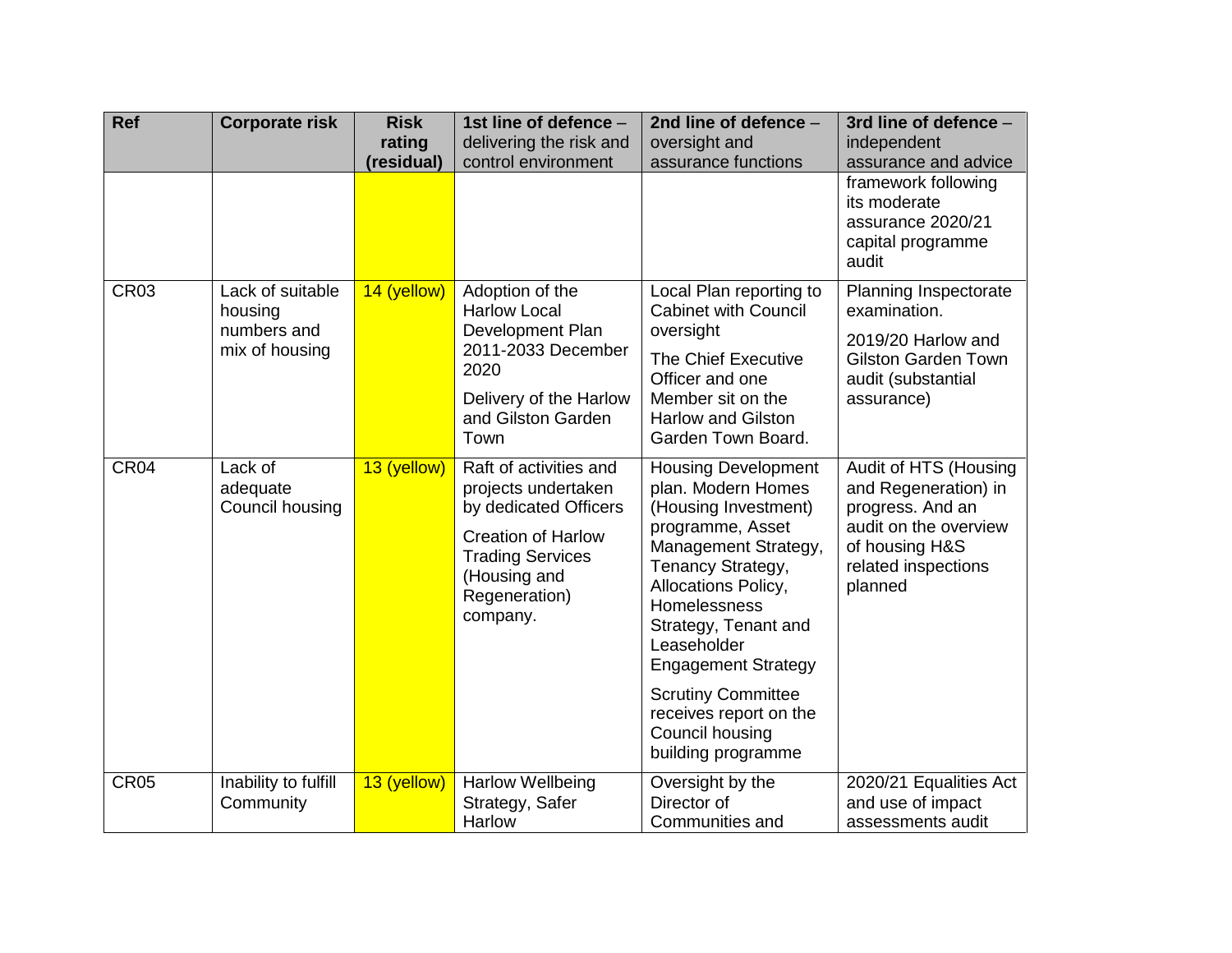| Ref | Corporate risk | Risk rating (residual) | 1st line of defence – delivering the risk and control environment | 2nd line of defence – oversight and assurance functions | 3rd line of defence – independent assurance and advice |
|---|---|---|---|---|---|
| | | | | | framework following its moderate assurance 2020/21 capital programme audit |
| CR03 | Lack of suitable housing numbers and mix of housing | 14 (yellow) | Adoption of the Harlow Local Development Plan 2011-2033 December 2020<br><br>Delivery of the Harlow and Gilston Garden Town | Local Plan reporting to Cabinet with Council oversight<br><br>The Chief Executive Officer and one Member sit on the Harlow and Gilston Garden Town Board. | Planning Inspectorate examination.<br><br>2019/20 Harlow and Gilston Garden Town audit (substantial assurance) |
| CR04 | Lack of adequate Council housing | 13 (yellow) | Raft of activities and projects undertaken by dedicated Officers<br><br>Creation of Harlow Trading Services (Housing and Regeneration) company. | Housing Development plan. Modern Homes (Housing Investment) programme, Asset Management Strategy, Tenancy Strategy, Allocations Policy, Homelessness Strategy, Tenant and Leaseholder Engagement Strategy<br><br>Scrutiny Committee receives report on the Council housing building programme | Audit of HTS (Housing and Regeneration) in progress. And an audit on the overview of housing H&S related inspections planned |
| CR05 | Inability to fulfill Community | 13 (yellow) | Harlow Wellbeing Strategy, Safer Harlow | Oversight by the Director of Communities and | 2020/21 Equalities Act and use of impact assessments audit |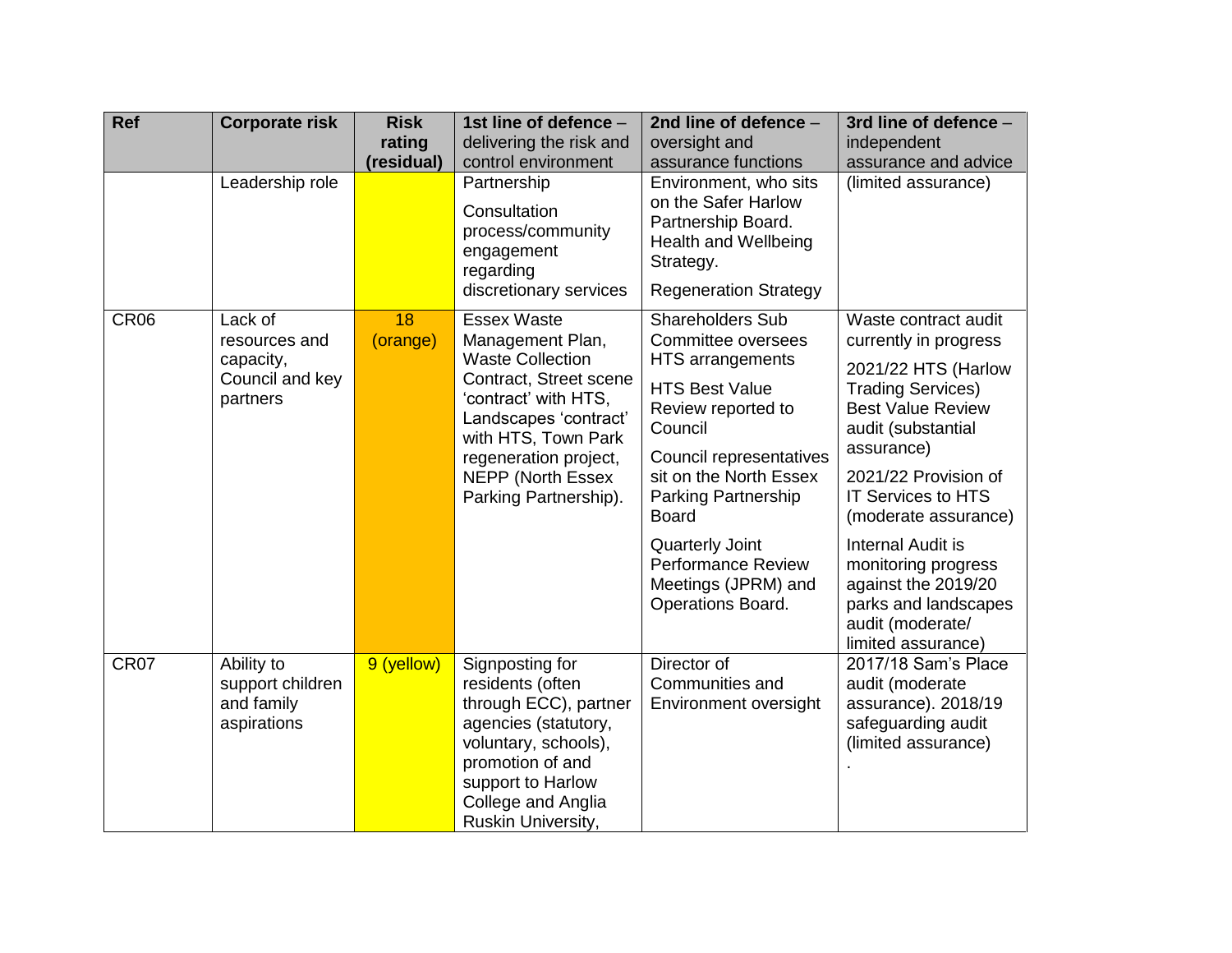| Ref | Corporate risk | Risk rating (residual) | 1st line of defence – delivering the risk and control environment | 2nd line of defence – oversight and assurance functions | 3rd line of defence – independent assurance and advice |
|---|---|---|---|---|---|
| | Leadership role | | Partnership<br><br>Consultation process/community engagement regarding discretionary services | Environment, who sits on the Safer Harlow Partnership Board. Health and Wellbeing Strategy.<br><br>Regeneration Strategy | (limited assurance) |
| CR06 | Lack of resources and capacity, Council and key partners | 18 (orange) | Essex Waste Management Plan, Waste Collection Contract, Street scene 'contract' with HTS, Landscapes 'contract' with HTS, Town Park regeneration project, NEPP (North Essex Parking Partnership). | Shareholders Sub Committee oversees HTS arrangements<br><br>HTS Best Value Review reported to Council<br><br>Council representatives sit on the North Essex Parking Partnership Board<br><br>Quarterly Joint Performance Review Meetings (JPRM) and Operations Board. | Waste contract audit currently in progress<br><br>2021/22 HTS (Harlow Trading Services) Best Value Review audit (substantial assurance)<br><br>2021/22 Provision of IT Services to HTS (moderate assurance)<br><br>Internal Audit is monitoring progress against the 2019/20 parks and landscapes audit (moderate/ limited assurance) |
| CR07 | Ability to support children and family aspirations | 9 (yellow) | Signposting for residents (often through ECC), partner agencies (statutory, voluntary, schools), promotion of and support to Harlow College and Anglia Ruskin University, | Director of Communities and Environment oversight | 2017/18 Sam's Place audit (moderate assurance). 2018/19 safeguarding audit (limited assurance)<br><br>. |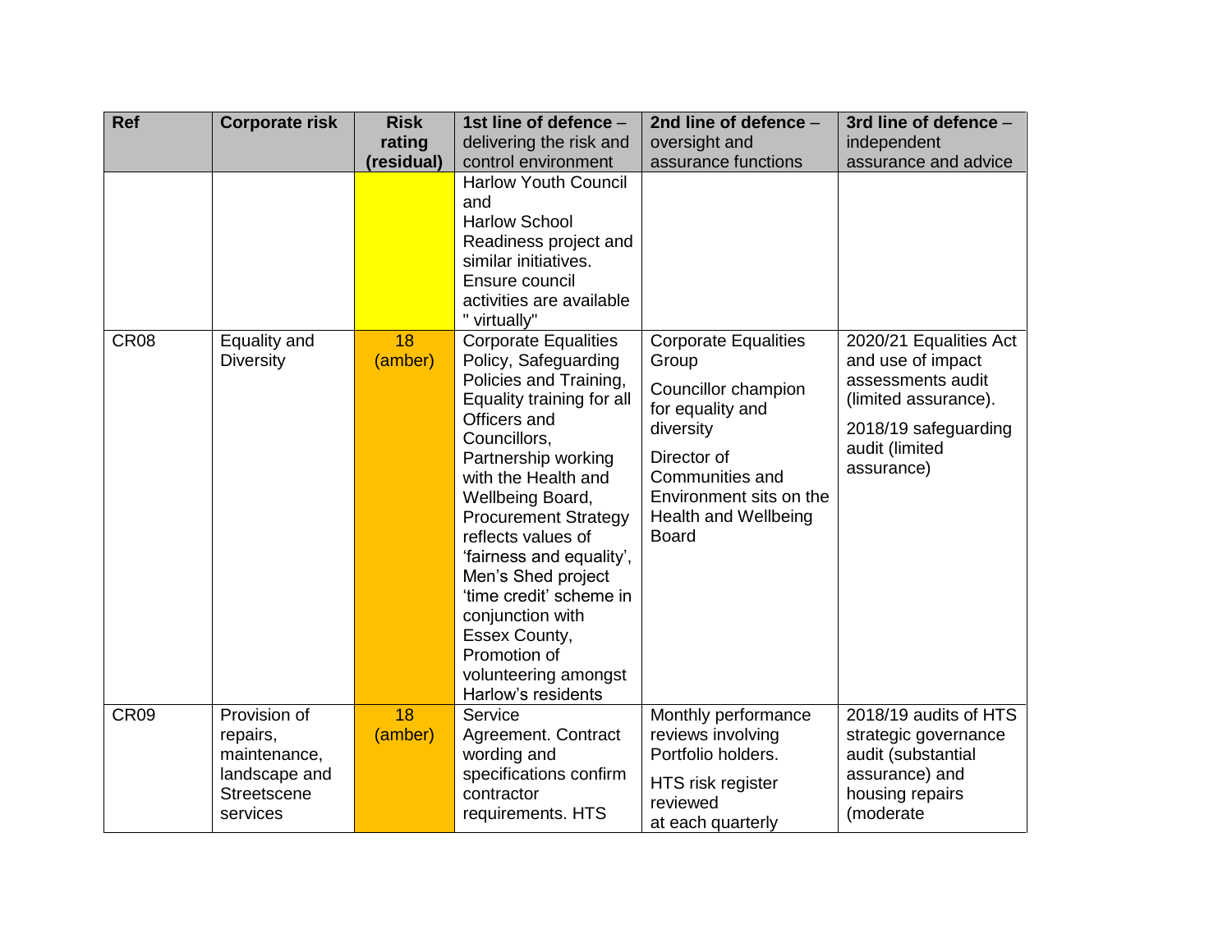| Ref | Corporate risk | Risk rating (residual) | **1st line of defence** – delivering the risk and control environment | **2nd line of defence** – oversight and assurance functions | **3rd line of defence** – independent assurance and advice |
|---|---|---|---|---|---|
| | | | Harlow Youth Council and Harlow School Readiness project and similar initiatives. Ensure council activities are available " virtually" | | |
| CR08 | Equality and Diversity | 18 (amber) | Corporate Equalities Policy, Safeguarding Policies and Training, Equality training for all Officers and Councillors, Partnership working with the Health and Wellbeing Board, Procurement Strategy reflects values of 'fairness and equality', Men's Shed project 'time credit' scheme in conjunction with Essex County, Promotion of volunteering amongst Harlow's residents | Corporate Equalities Group<br><br>Councillor champion for equality and diversity<br><br>Director of Communities and Environment sits on the Health and Wellbeing Board | 2020/21 Equalities Act and use of impact assessments audit (limited assurance).<br><br>2018/19 safeguarding audit (limited assurance) |
| CR09 | Provision of repairs, maintenance, landscape and Streetscene services | 18 (amber) | Service Agreement. Contract wording and specifications confirm contractor requirements. HTS | Monthly performance reviews involving Portfolio holders.<br><br>HTS risk register reviewed at each quarterly | 2018/19 audits of HTS strategic governance audit (substantial assurance) and housing repairs (moderate |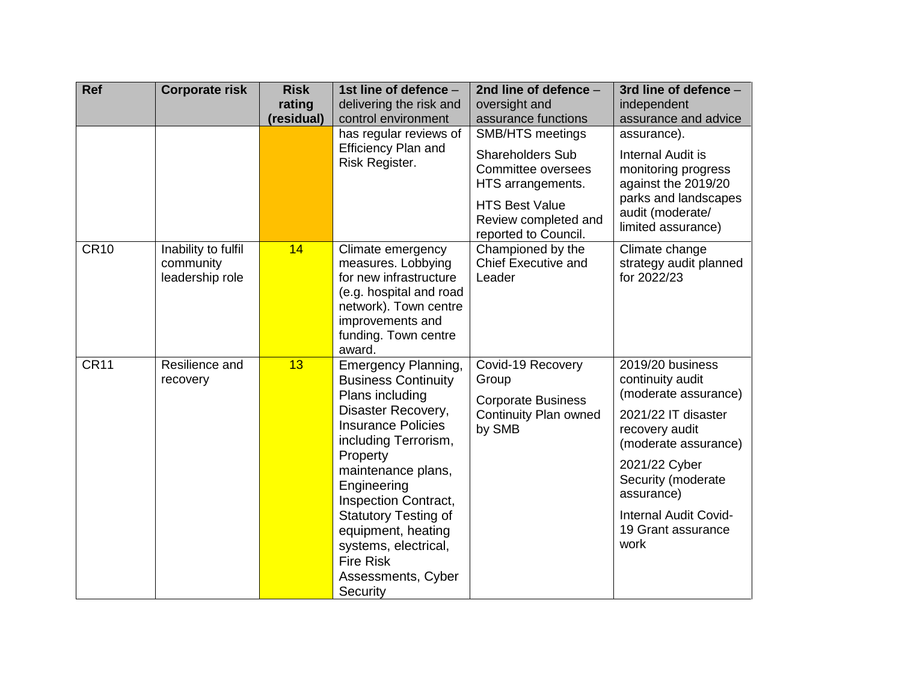| Ref | Corporate risk | Risk rating (residual) | 1st line of defence – delivering the risk and control environment | 2nd line of defence – oversight and assurance functions | 3rd line of defence – independent assurance and advice |
|---|---|---|---|---|---|
| | | | has regular reviews of Efficiency Plan and Risk Register. | SMB/HTS meetings<br>Shareholders Sub Committee oversees HTS arrangements.<br>HTS Best Value Review completed and reported to Council. | assurance).<br>Internal Audit is monitoring progress against the 2019/20 parks and landscapes audit (moderate/ limited assurance) |
| CR10 | Inability to fulfil community leadership role | 14 | Climate emergency measures. Lobbying for new infrastructure (e.g. hospital and road network). Town centre improvements and funding. Town centre award. | Championed by the Chief Executive and Leader | Climate change strategy audit planned for 2022/23 |
| CR11 | Resilience and recovery | 13 | Emergency Planning, Business Continuity Plans including Disaster Recovery, Insurance Policies including Terrorism, Property maintenance plans, Engineering Inspection Contract, Statutory Testing of equipment, heating systems, electrical, Fire Risk Assessments, Cyber Security | Covid-19 Recovery Group<br>Corporate Business Continuity Plan owned by SMB | 2019/20 business continuity audit (moderate assurance)<br>2021/22 IT disaster recovery audit (moderate assurance)<br>2021/22 Cyber Security (moderate assurance)<br>Internal Audit Covid-19 Grant assurance work |